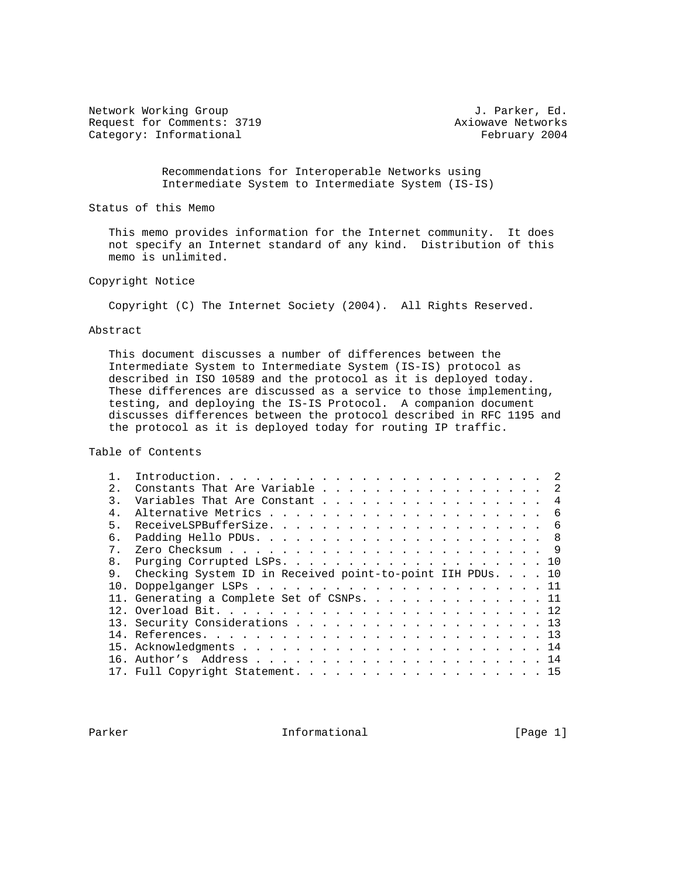Network Working Group J. Parker, Ed.
Request for Comments: 3719 Axiowave Networks
Category: Informational February 2004

# Recommendations for Interoperable Networks using Intermediate System to Intermediate System (IS-IS)

## Status of this Memo

This memo provides information for the Internet community. It does not specify an Internet standard of any kind. Distribution of this memo is unlimited.

## Copyright Notice

Copyright (C) The Internet Society (2004). All Rights Reserved.

## Abstract

This document discusses a number of differences between the Intermediate System to Intermediate System (IS-IS) protocol as described in ISO 10589 and the protocol as it is deployed today. These differences are discussed as a service to those implementing, testing, and deploying the IS-IS Protocol. A companion document discusses differences between the protocol described in RFC 1195 and the protocol as it is deployed today for routing IP traffic.

## Table of Contents

1. Introduction. . . . . . . . . . . . . . . . . . . . . . . . . 2
2. Constants That Are Variable . . . . . . . . . . . . . . . . . 2
3. Variables That Are Constant . . . . . . . . . . . . . . . . . 4
4. Alternative Metrics . . . . . . . . . . . . . . . . . . . . . 6
5. ReceiveLSPBufferSize. . . . . . . . . . . . . . . . . . . . . 6
6. Padding Hello PDUs. . . . . . . . . . . . . . . . . . . . . . 8
7. Zero Checksum . . . . . . . . . . . . . . . . . . . . . . . . 9
8. Purging Corrupted LSPs. . . . . . . . . . . . . . . . . . . . 10
9. Checking System ID in Received point-to-point IIH PDUs. . . . 10
10. Doppelganger LSPs . . . . . . . . . . . . . . . . . . . . . . 11
11. Generating a Complete Set of CSNPs. . . . . . . . . . . . . . 11
12. Overload Bit. . . . . . . . . . . . . . . . . . . . . . . . . 12
13. Security Considerations . . . . . . . . . . . . . . . . . . . 13
14. References. . . . . . . . . . . . . . . . . . . . . . . . . . 13
15. Acknowledgments . . . . . . . . . . . . . . . . . . . . . . . 14
16. Author's Address . . . . . . . . . . . . . . . . . . . . . . 14
17. Full Copyright Statement. . . . . . . . . . . . . . . . . . . 15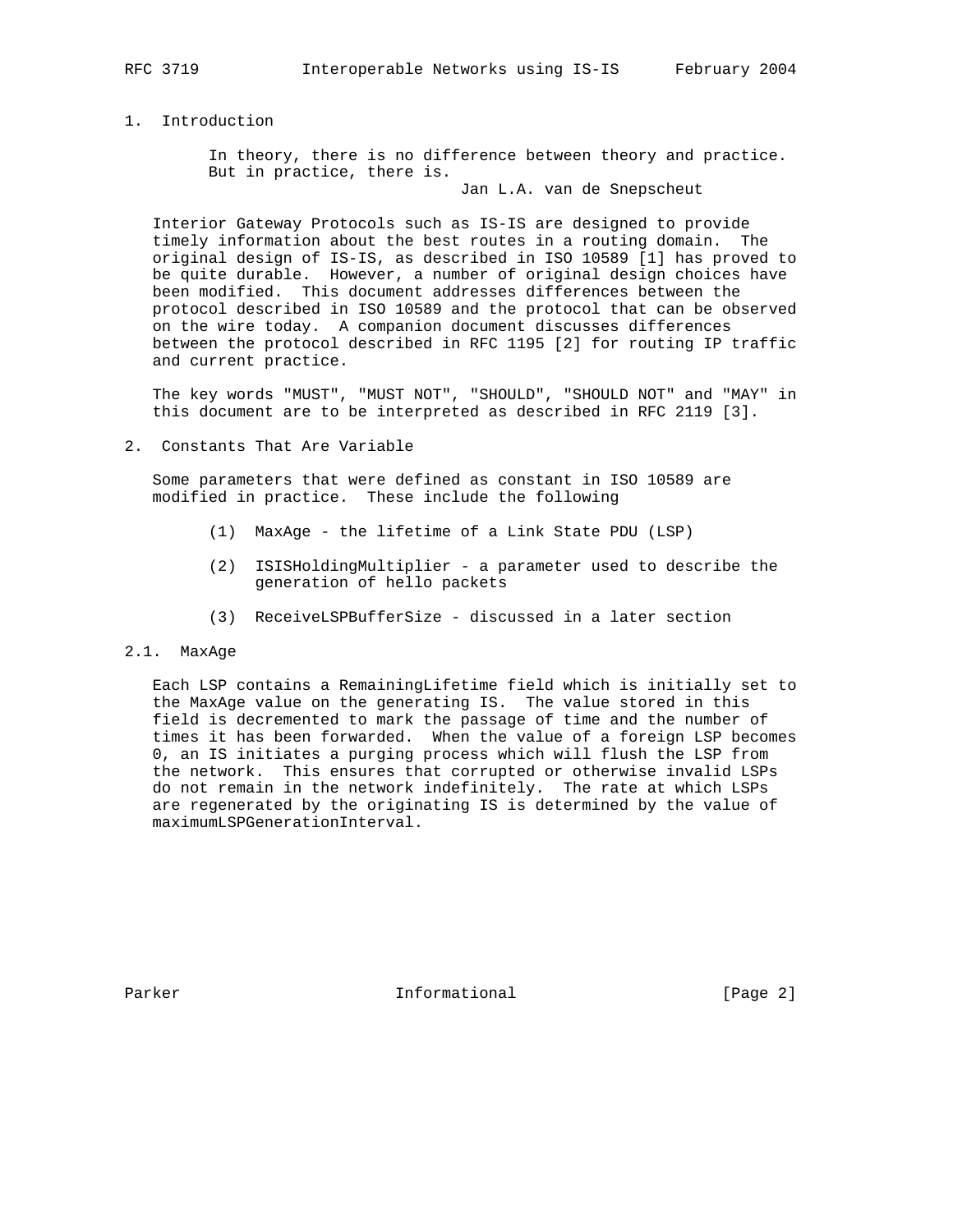## 1. Introduction

> In theory, there is no difference between theory and practice.
> But in practice, there is.
>
> Jan L.A. van de Snepscheut

Interior Gateway Protocols such as IS-IS are designed to provide timely information about the best routes in a routing domain. The original design of IS-IS, as described in ISO 10589 [1] has proved to be quite durable. However, a number of original design choices have been modified. This document addresses differences between the protocol described in ISO 10589 and the protocol that can be observed on the wire today. A companion document discusses differences between the protocol described in RFC 1195 [2] for routing IP traffic and current practice.

The key words "MUST", "MUST NOT", "SHOULD", "SHOULD NOT" and "MAY" in this document are to be interpreted as described in RFC 2119 [3].

## 2. Constants That Are Variable

Some parameters that were defined as constant in ISO 10589 are modified in practice. These include the following

(1) MaxAge - the lifetime of a Link State PDU (LSP)

(2) ISISHoldingMultiplier - a parameter used to describe the generation of hello packets

(3) ReceiveLSPBufferSize - discussed in a later section

### 2.1. MaxAge

Each LSP contains a RemainingLifetime field which is initially set to the MaxAge value on the generating IS. The value stored in this field is decremented to mark the passage of time and the number of times it has been forwarded. When the value of a foreign LSP becomes 0, an IS initiates a purging process which will flush the LSP from the network. This ensures that corrupted or otherwise invalid LSPs do not remain in the network indefinitely. The rate at which LSPs are regenerated by the originating IS is determined by the value of maximumLSPGenerationInterval.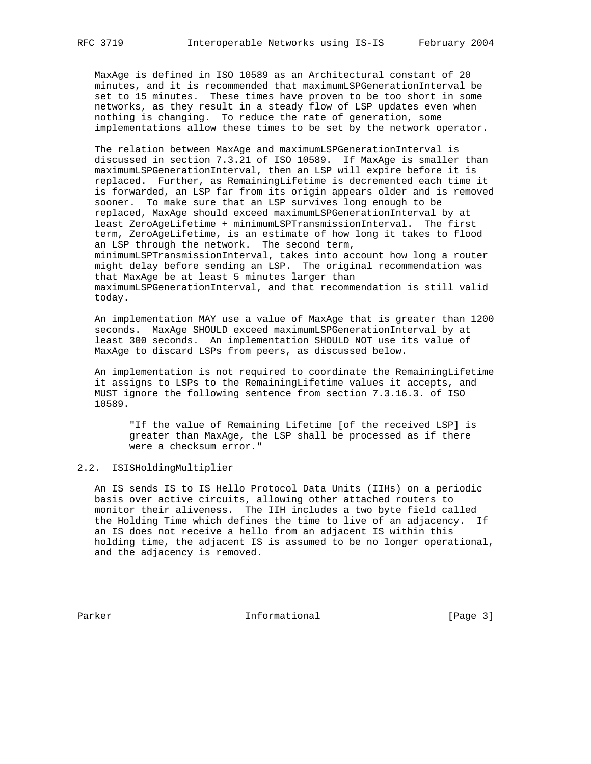MaxAge is defined in ISO 10589 as an Architectural constant of 20 minutes, and it is recommended that maximumLSPGenerationInterval be set to 15 minutes. These times have proven to be too short in some networks, as they result in a steady flow of LSP updates even when nothing is changing. To reduce the rate of generation, some implementations allow these times to be set by the network operator.

The relation between MaxAge and maximumLSPGenerationInterval is discussed in section 7.3.21 of ISO 10589. If MaxAge is smaller than maximumLSPGenerationInterval, then an LSP will expire before it is replaced. Further, as RemainingLifetime is decremented each time it is forwarded, an LSP far from its origin appears older and is removed sooner. To make sure that an LSP survives long enough to be replaced, MaxAge should exceed maximumLSPGenerationInterval by at least ZeroAgeLifetime + minimumLSPTransmissionInterval. The first term, ZeroAgeLifetime, is an estimate of how long it takes to flood an LSP through the network. The second term, minimumLSPTransmissionInterval, takes into account how long a router might delay before sending an LSP. The original recommendation was that MaxAge be at least 5 minutes larger than maximumLSPGenerationInterval, and that recommendation is still valid today.

An implementation MAY use a value of MaxAge that is greater than 1200 seconds. MaxAge SHOULD exceed maximumLSPGenerationInterval by at least 300 seconds. An implementation SHOULD NOT use its value of MaxAge to discard LSPs from peers, as discussed below.

An implementation is not required to coordinate the RemainingLifetime it assigns to LSPs to the RemainingLifetime values it accepts, and MUST ignore the following sentence from section 7.3.16.3. of ISO 10589.

> "If the value of Remaining Lifetime [of the received LSP] is greater than MaxAge, the LSP shall be processed as if there were a checksum error."

## 2.2. ISISHoldingMultiplier

An IS sends IS to IS Hello Protocol Data Units (IIHs) on a periodic basis over active circuits, allowing other attached routers to monitor their aliveness. The IIH includes a two byte field called the Holding Time which defines the time to live of an adjacency. If an IS does not receive a hello from an adjacent IS within this holding time, the adjacent IS is assumed to be no longer operational, and the adjacency is removed.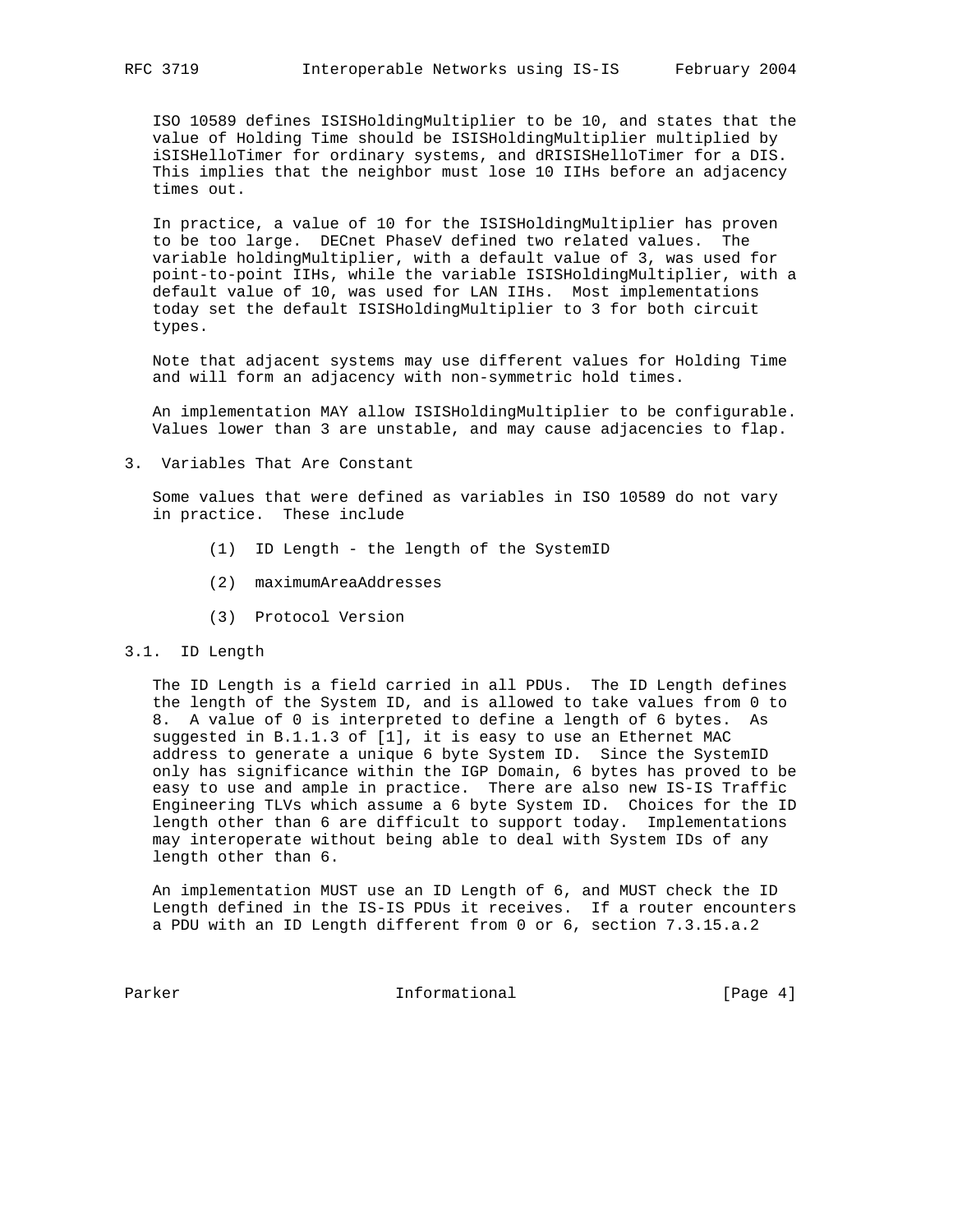ISO 10589 defines ISISHoldingMultiplier to be 10, and states that the value of Holding Time should be ISISHoldingMultiplier multiplied by iSISHelloTimer for ordinary systems, and dRISISHelloTimer for a DIS. This implies that the neighbor must lose 10 IIHs before an adjacency times out.

In practice, a value of 10 for the ISISHoldingMultiplier has proven to be too large. DECnet PhaseV defined two related values. The variable holdingMultiplier, with a default value of 3, was used for point-to-point IIHs, while the variable ISISHoldingMultiplier, with a default value of 10, was used for LAN IIHs. Most implementations today set the default ISISHoldingMultiplier to 3 for both circuit types.

Note that adjacent systems may use different values for Holding Time and will form an adjacency with non-symmetric hold times.

An implementation MAY allow ISISHoldingMultiplier to be configurable. Values lower than 3 are unstable, and may cause adjacencies to flap.

## 3. Variables That Are Constant

Some values that were defined as variables in ISO 10589 do not vary in practice. These include

(1) ID Length - the length of the SystemID

(2) maximumAreaAddresses

(3) Protocol Version

### 3.1. ID Length

The ID Length is a field carried in all PDUs. The ID Length defines the length of the System ID, and is allowed to take values from 0 to 8. A value of 0 is interpreted to define a length of 6 bytes. As suggested in B.1.1.3 of [1], it is easy to use an Ethernet MAC address to generate a unique 6 byte System ID. Since the SystemID only has significance within the IGP Domain, 6 bytes has proved to be easy to use and ample in practice. There are also new IS-IS Traffic Engineering TLVs which assume a 6 byte System ID. Choices for the ID length other than 6 are difficult to support today. Implementations may interoperate without being able to deal with System IDs of any length other than 6.

An implementation MUST use an ID Length of 6, and MUST check the ID Length defined in the IS-IS PDUs it receives. If a router encounters a PDU with an ID Length different from 0 or 6, section 7.3.15.a.2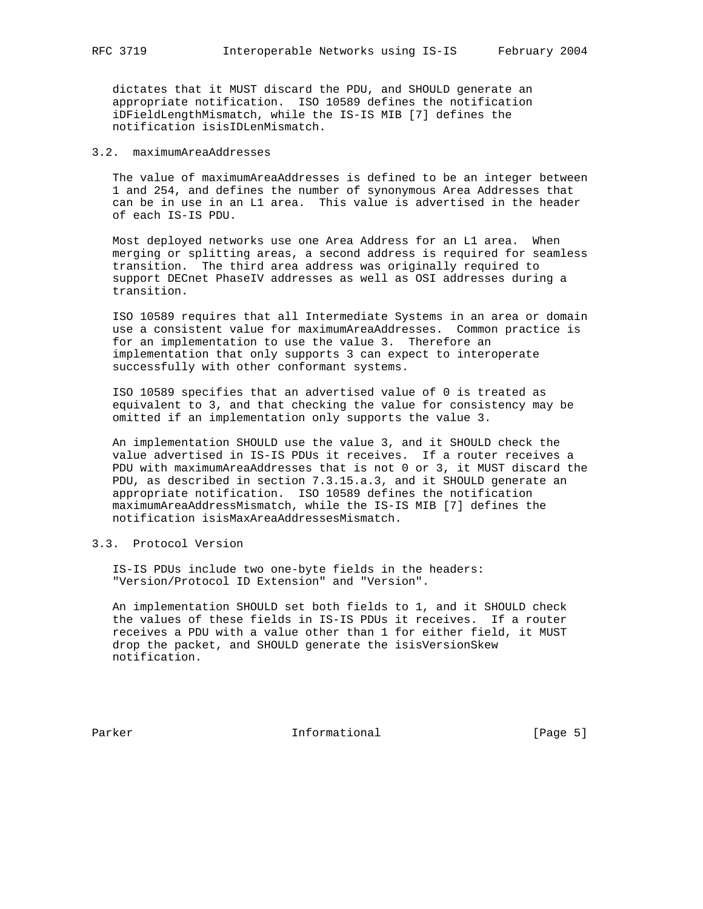dictates that it MUST discard the PDU, and SHOULD generate an appropriate notification. ISO 10589 defines the notification iDFieldLengthMismatch, while the IS-IS MIB [7] defines the notification isisIDLenMismatch.

### 3.2. maximumAreaAddresses

The value of maximumAreaAddresses is defined to be an integer between 1 and 254, and defines the number of synonymous Area Addresses that can be in use in an L1 area. This value is advertised in the header of each IS-IS PDU.

Most deployed networks use one Area Address for an L1 area. When merging or splitting areas, a second address is required for seamless transition. The third area address was originally required to support DECnet PhaseIV addresses as well as OSI addresses during a transition.

ISO 10589 requires that all Intermediate Systems in an area or domain use a consistent value for maximumAreaAddresses. Common practice is for an implementation to use the value 3. Therefore an implementation that only supports 3 can expect to interoperate successfully with other conformant systems.

ISO 10589 specifies that an advertised value of 0 is treated as equivalent to 3, and that checking the value for consistency may be omitted if an implementation only supports the value 3.

An implementation SHOULD use the value 3, and it SHOULD check the value advertised in IS-IS PDUs it receives. If a router receives a PDU with maximumAreaAddresses that is not 0 or 3, it MUST discard the PDU, as described in section 7.3.15.a.3, and it SHOULD generate an appropriate notification. ISO 10589 defines the notification maximumAreaAddressMismatch, while the IS-IS MIB [7] defines the notification isisMaxAreaAddressesMismatch.

### 3.3. Protocol Version

IS-IS PDUs include two one-byte fields in the headers: "Version/Protocol ID Extension" and "Version".

An implementation SHOULD set both fields to 1, and it SHOULD check the values of these fields in IS-IS PDUs it receives. If a router receives a PDU with a value other than 1 for either field, it MUST drop the packet, and SHOULD generate the isisVersionSkew notification.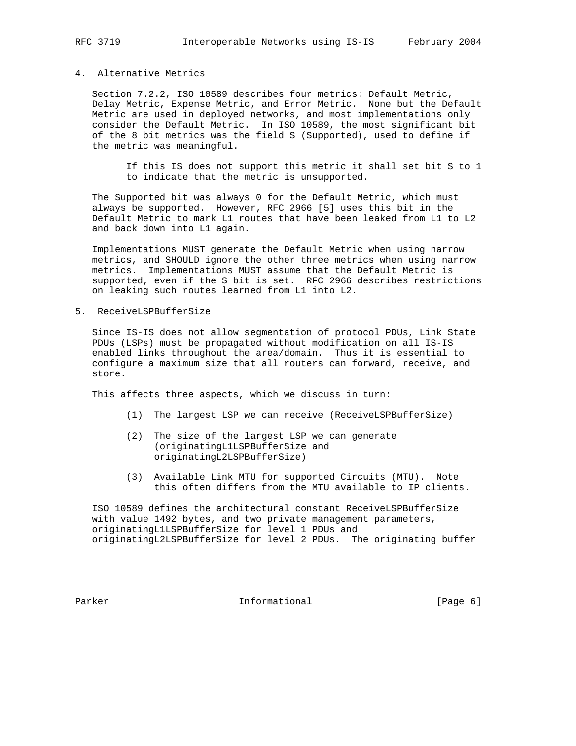## 4. Alternative Metrics

Section 7.2.2, ISO 10589 describes four metrics: Default Metric, Delay Metric, Expense Metric, and Error Metric. None but the Default Metric are used in deployed networks, and most implementations only consider the Default Metric. In ISO 10589, the most significant bit of the 8 bit metrics was the field S (Supported), used to define if the metric was meaningful.

> If this IS does not support this metric it shall set bit S to 1 to indicate that the metric is unsupported.

The Supported bit was always 0 for the Default Metric, which must always be supported. However, RFC 2966 [5] uses this bit in the Default Metric to mark L1 routes that have been leaked from L1 to L2 and back down into L1 again.

Implementations MUST generate the Default Metric when using narrow metrics, and SHOULD ignore the other three metrics when using narrow metrics. Implementations MUST assume that the Default Metric is supported, even if the S bit is set. RFC 2966 describes restrictions on leaking such routes learned from L1 into L2.

## 5. ReceiveLSPBufferSize

Since IS-IS does not allow segmentation of protocol PDUs, Link State PDUs (LSPs) must be propagated without modification on all IS-IS enabled links throughout the area/domain. Thus it is essential to configure a maximum size that all routers can forward, receive, and store.

This affects three aspects, which we discuss in turn:

(1) The largest LSP we can receive (ReceiveLSPBufferSize)

(2) The size of the largest LSP we can generate (originatingL1LSPBufferSize and originatingL2LSPBufferSize)

(3) Available Link MTU for supported Circuits (MTU). Note this often differs from the MTU available to IP clients.

ISO 10589 defines the architectural constant ReceiveLSPBufferSize with value 1492 bytes, and two private management parameters, originatingL1LSPBufferSize for level 1 PDUs and originatingL2LSPBufferSize for level 2 PDUs. The originating buffer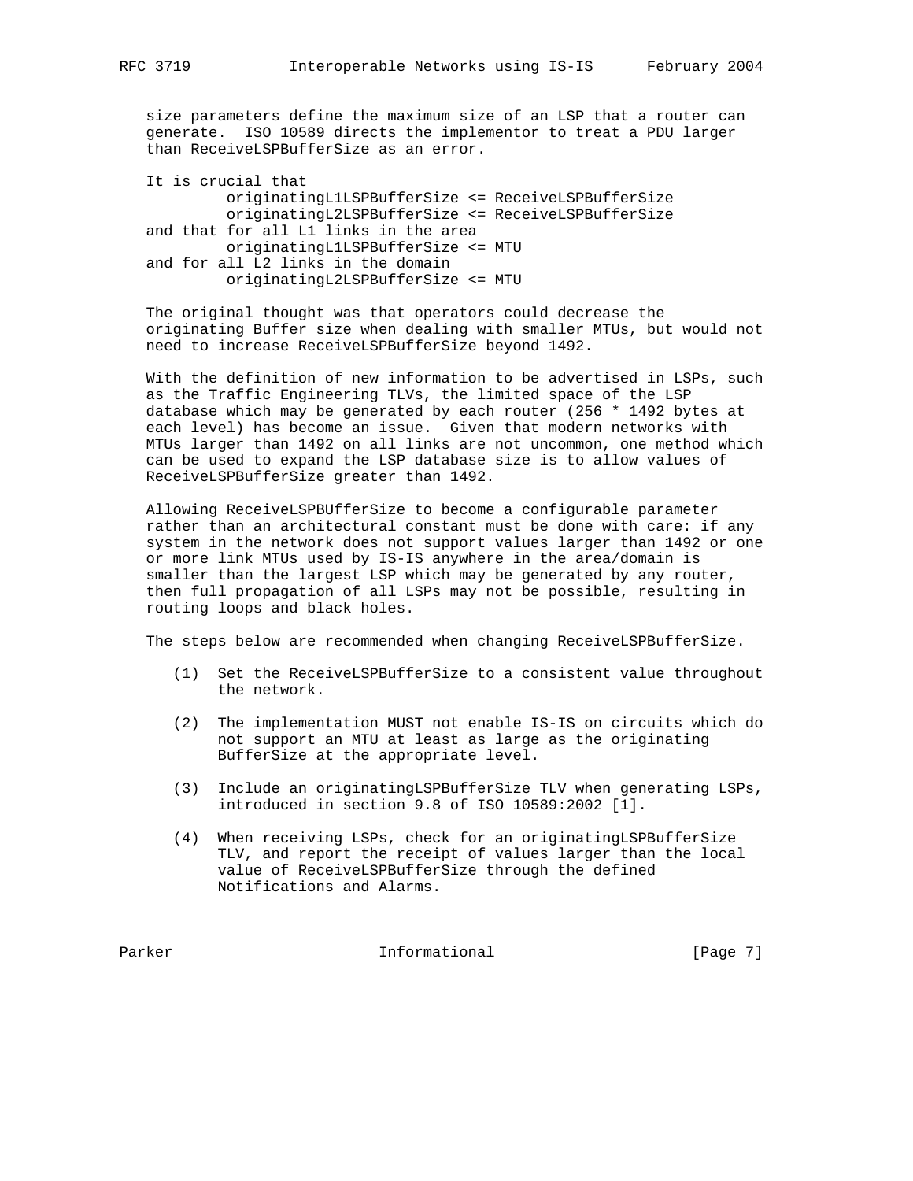size parameters define the maximum size of an LSP that a router can generate. ISO 10589 directs the implementor to treat a PDU larger than ReceiveLSPBufferSize as an error.

It is crucial that

```
        originatingL1LSPBufferSize <= ReceiveLSPBufferSize
        originatingL2LSPBufferSize <= ReceiveLSPBufferSize
```

and that for all L1 links in the area

```
        originatingL1LSPBufferSize <= MTU
```

and for all L2 links in the domain

```
        originatingL2LSPBufferSize <= MTU
```

The original thought was that operators could decrease the originating Buffer size when dealing with smaller MTUs, but would not need to increase ReceiveLSPBufferSize beyond 1492.

With the definition of new information to be advertised in LSPs, such as the Traffic Engineering TLVs, the limited space of the LSP database which may be generated by each router (256 * 1492 bytes at each level) has become an issue. Given that modern networks with MTUs larger than 1492 on all links are not uncommon, one method which can be used to expand the LSP database size is to allow values of ReceiveLSPBufferSize greater than 1492.

Allowing ReceiveLSPBUfferSize to become a configurable parameter rather than an architectural constant must be done with care: if any system in the network does not support values larger than 1492 or one or more link MTUs used by IS-IS anywhere in the area/domain is smaller than the largest LSP which may be generated by any router, then full propagation of all LSPs may not be possible, resulting in routing loops and black holes.

The steps below are recommended when changing ReceiveLSPBufferSize.

(1) Set the ReceiveLSPBufferSize to a consistent value throughout the network.

(2) The implementation MUST not enable IS-IS on circuits which do not support an MTU at least as large as the originating BufferSize at the appropriate level.

(3) Include an originatingLSPBufferSize TLV when generating LSPs, introduced in section 9.8 of ISO 10589:2002 [1].

(4) When receiving LSPs, check for an originatingLSPBufferSize TLV, and report the receipt of values larger than the local value of ReceiveLSPBufferSize through the defined Notifications and Alarms.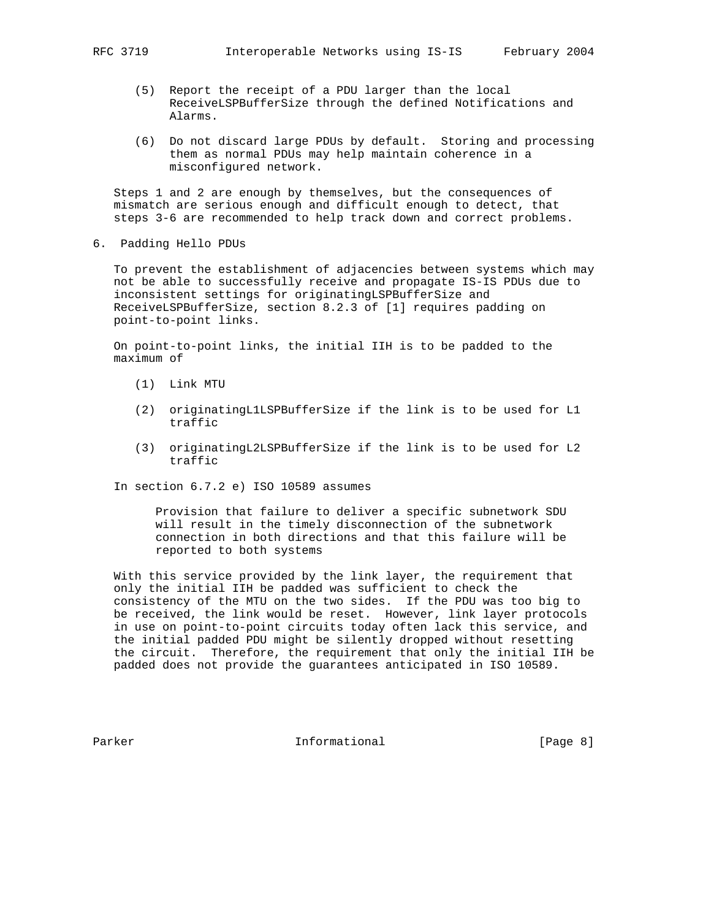(5) Report the receipt of a PDU larger than the local ReceiveLSPBufferSize through the defined Notifications and Alarms.

(6) Do not discard large PDUs by default. Storing and processing them as normal PDUs may help maintain coherence in a misconfigured network.

Steps 1 and 2 are enough by themselves, but the consequences of mismatch are serious enough and difficult enough to detect, that steps 3-6 are recommended to help track down and correct problems.

## 6. Padding Hello PDUs

To prevent the establishment of adjacencies between systems which may not be able to successfully receive and propagate IS-IS PDUs due to inconsistent settings for originatingLSPBufferSize and ReceiveLSPBufferSize, section 8.2.3 of [1] requires padding on point-to-point links.

On point-to-point links, the initial IIH is to be padded to the maximum of

(1) Link MTU

(2) originatingL1LSPBufferSize if the link is to be used for L1 traffic

(3) originatingL2LSPBufferSize if the link is to be used for L2 traffic

In section 6.7.2 e) ISO 10589 assumes

> Provision that failure to deliver a specific subnetwork SDU will result in the timely disconnection of the subnetwork connection in both directions and that this failure will be reported to both systems

With this service provided by the link layer, the requirement that only the initial IIH be padded was sufficient to check the consistency of the MTU on the two sides. If the PDU was too big to be received, the link would be reset. However, link layer protocols in use on point-to-point circuits today often lack this service, and the initial padded PDU might be silently dropped without resetting the circuit. Therefore, the requirement that only the initial IIH be padded does not provide the guarantees anticipated in ISO 10589.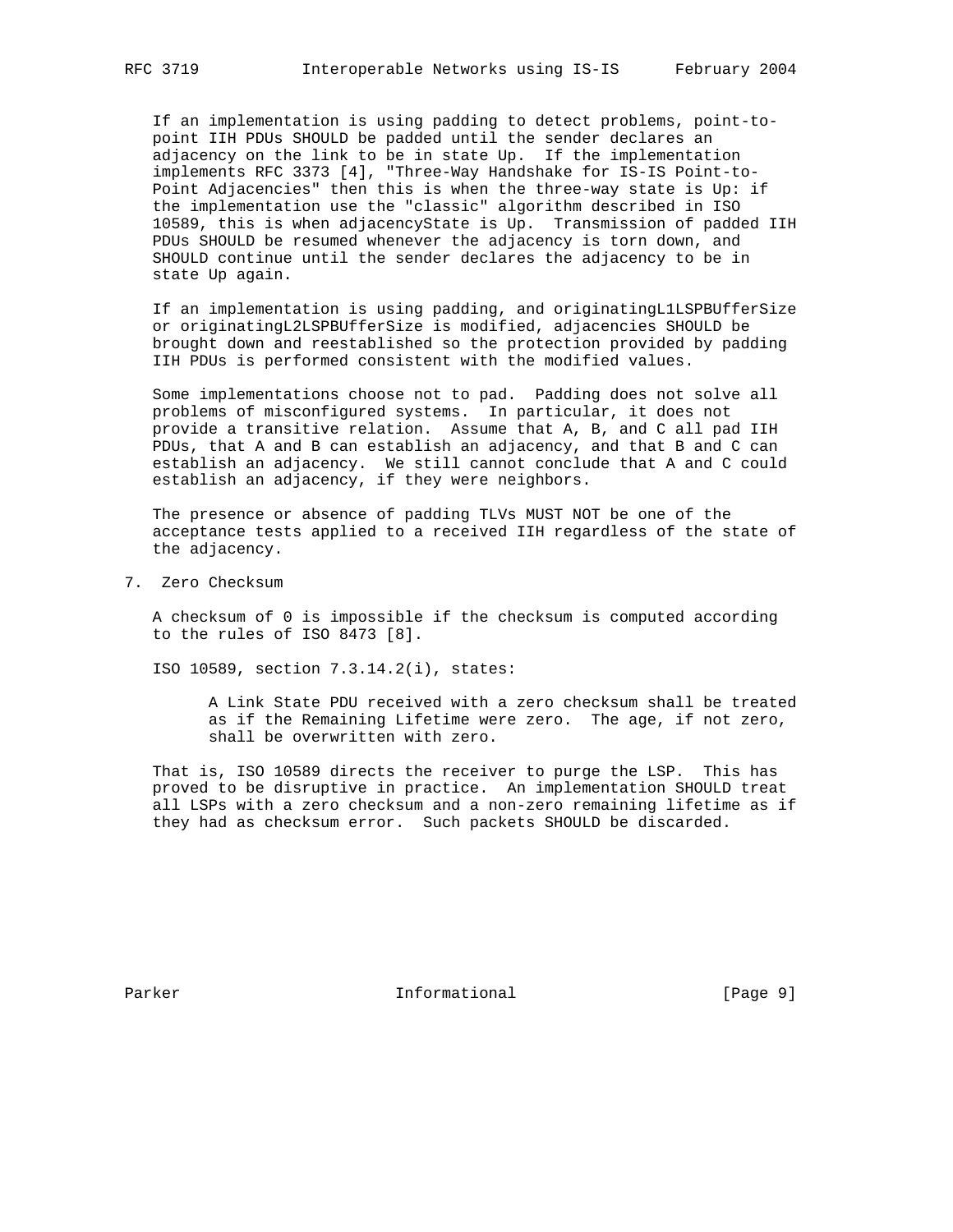If an implementation is using padding to detect problems, point-to-point IIH PDUs SHOULD be padded until the sender declares an adjacency on the link to be in state Up. If the implementation implements RFC 3373 [4], "Three-Way Handshake for IS-IS Point-to-Point Adjacencies" then this is when the three-way state is Up: if the implementation use the "classic" algorithm described in ISO 10589, this is when adjacencyState is Up. Transmission of padded IIH PDUs SHOULD be resumed whenever the adjacency is torn down, and SHOULD continue until the sender declares the adjacency to be in state Up again.

If an implementation is using padding, and originatingL1LSPBUfferSize or originatingL2LSPBUfferSize is modified, adjacencies SHOULD be brought down and reestablished so the protection provided by padding IIH PDUs is performed consistent with the modified values.

Some implementations choose not to pad. Padding does not solve all problems of misconfigured systems. In particular, it does not provide a transitive relation. Assume that A, B, and C all pad IIH PDUs, that A and B can establish an adjacency, and that B and C can establish an adjacency. We still cannot conclude that A and C could establish an adjacency, if they were neighbors.

The presence or absence of padding TLVs MUST NOT be one of the acceptance tests applied to a received IIH regardless of the state of the adjacency.

## 7. Zero Checksum

A checksum of 0 is impossible if the checksum is computed according to the rules of ISO 8473 [8].

ISO 10589, section 7.3.14.2(i), states:

> A Link State PDU received with a zero checksum shall be treated as if the Remaining Lifetime were zero. The age, if not zero, shall be overwritten with zero.

That is, ISO 10589 directs the receiver to purge the LSP. This has proved to be disruptive in practice. An implementation SHOULD treat all LSPs with a zero checksum and a non-zero remaining lifetime as if they had as checksum error. Such packets SHOULD be discarded.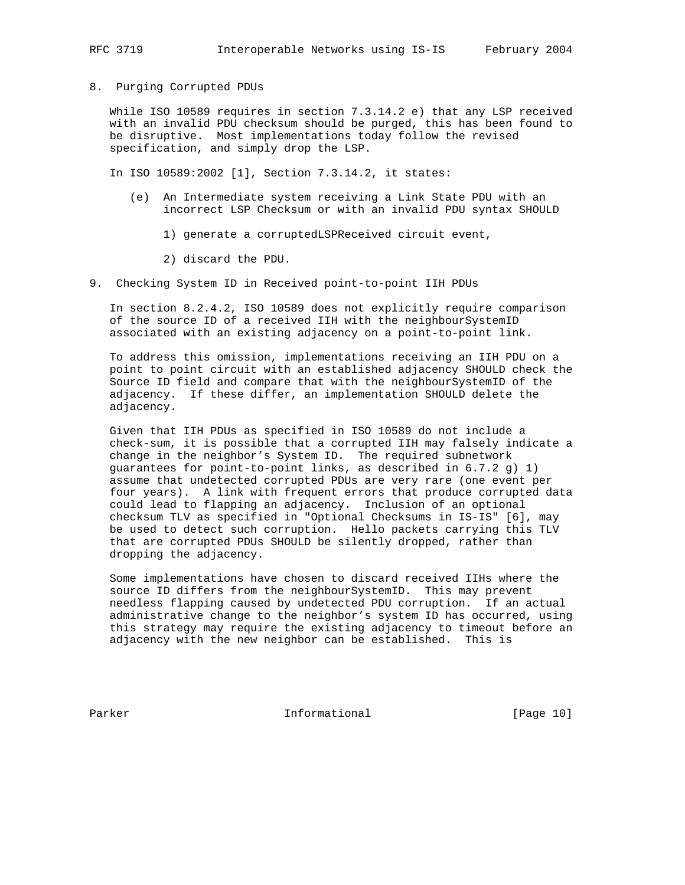## 8. Purging Corrupted PDUs

While ISO 10589 requires in section 7.3.14.2 e) that any LSP received with an invalid PDU checksum should be purged, this has been found to be disruptive. Most implementations today follow the revised specification, and simply drop the LSP.

In ISO 10589:2002 [1], Section 7.3.14.2, it states:

> (e) An Intermediate system receiving a Link State PDU with an incorrect LSP Checksum or with an invalid PDU syntax SHOULD
>
> 1) generate a corruptedLSPReceived circuit event,
>
> 2) discard the PDU.

## 9. Checking System ID in Received point-to-point IIH PDUs

In section 8.2.4.2, ISO 10589 does not explicitly require comparison of the source ID of a received IIH with the neighbourSystemID associated with an existing adjacency on a point-to-point link.

To address this omission, implementations receiving an IIH PDU on a point to point circuit with an established adjacency SHOULD check the Source ID field and compare that with the neighbourSystemID of the adjacency. If these differ, an implementation SHOULD delete the adjacency.

Given that IIH PDUs as specified in ISO 10589 do not include a check-sum, it is possible that a corrupted IIH may falsely indicate a change in the neighbor's System ID. The required subnetwork guarantees for point-to-point links, as described in 6.7.2 g) 1) assume that undetected corrupted PDUs are very rare (one event per four years). A link with frequent errors that produce corrupted data could lead to flapping an adjacency. Inclusion of an optional checksum TLV as specified in "Optional Checksums in IS-IS" [6], may be used to detect such corruption. Hello packets carrying this TLV that are corrupted PDUs SHOULD be silently dropped, rather than dropping the adjacency.

Some implementations have chosen to discard received IIHs where the source ID differs from the neighbourSystemID. This may prevent needless flapping caused by undetected PDU corruption. If an actual administrative change to the neighbor's system ID has occurred, using this strategy may require the existing adjacency to timeout before an adjacency with the new neighbor can be established. This is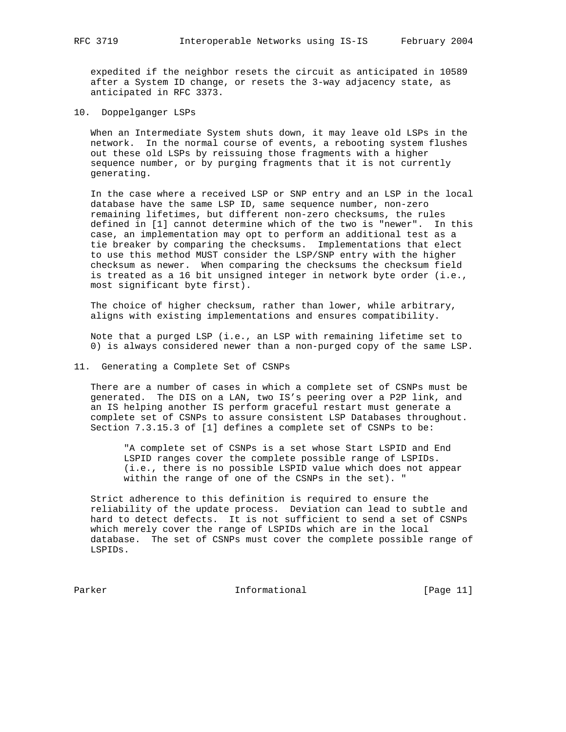expedited if the neighbor resets the circuit as anticipated in 10589 after a System ID change, or resets the 3-way adjacency state, as anticipated in RFC 3373.

## 10. Doppelganger LSPs

When an Intermediate System shuts down, it may leave old LSPs in the network. In the normal course of events, a rebooting system flushes out these old LSPs by reissuing those fragments with a higher sequence number, or by purging fragments that it is not currently generating.

In the case where a received LSP or SNP entry and an LSP in the local database have the same LSP ID, same sequence number, non-zero remaining lifetimes, but different non-zero checksums, the rules defined in [1] cannot determine which of the two is "newer". In this case, an implementation may opt to perform an additional test as a tie breaker by comparing the checksums. Implementations that elect to use this method MUST consider the LSP/SNP entry with the higher checksum as newer. When comparing the checksums the checksum field is treated as a 16 bit unsigned integer in network byte order (i.e., most significant byte first).

The choice of higher checksum, rather than lower, while arbitrary, aligns with existing implementations and ensures compatibility.

Note that a purged LSP (i.e., an LSP with remaining lifetime set to 0) is always considered newer than a non-purged copy of the same LSP.

## 11. Generating a Complete Set of CSNPs

There are a number of cases in which a complete set of CSNPs must be generated. The DIS on a LAN, two IS's peering over a P2P link, and an IS helping another IS perform graceful restart must generate a complete set of CSNPs to assure consistent LSP Databases throughout. Section 7.3.15.3 of [1] defines a complete set of CSNPs to be:

> "A complete set of CSNPs is a set whose Start LSPID and End LSPID ranges cover the complete possible range of LSPIDs. (i.e., there is no possible LSPID value which does not appear within the range of one of the CSNPs in the set). "

Strict adherence to this definition is required to ensure the reliability of the update process. Deviation can lead to subtle and hard to detect defects. It is not sufficient to send a set of CSNPs which merely cover the range of LSPIDs which are in the local database. The set of CSNPs must cover the complete possible range of LSPIDs.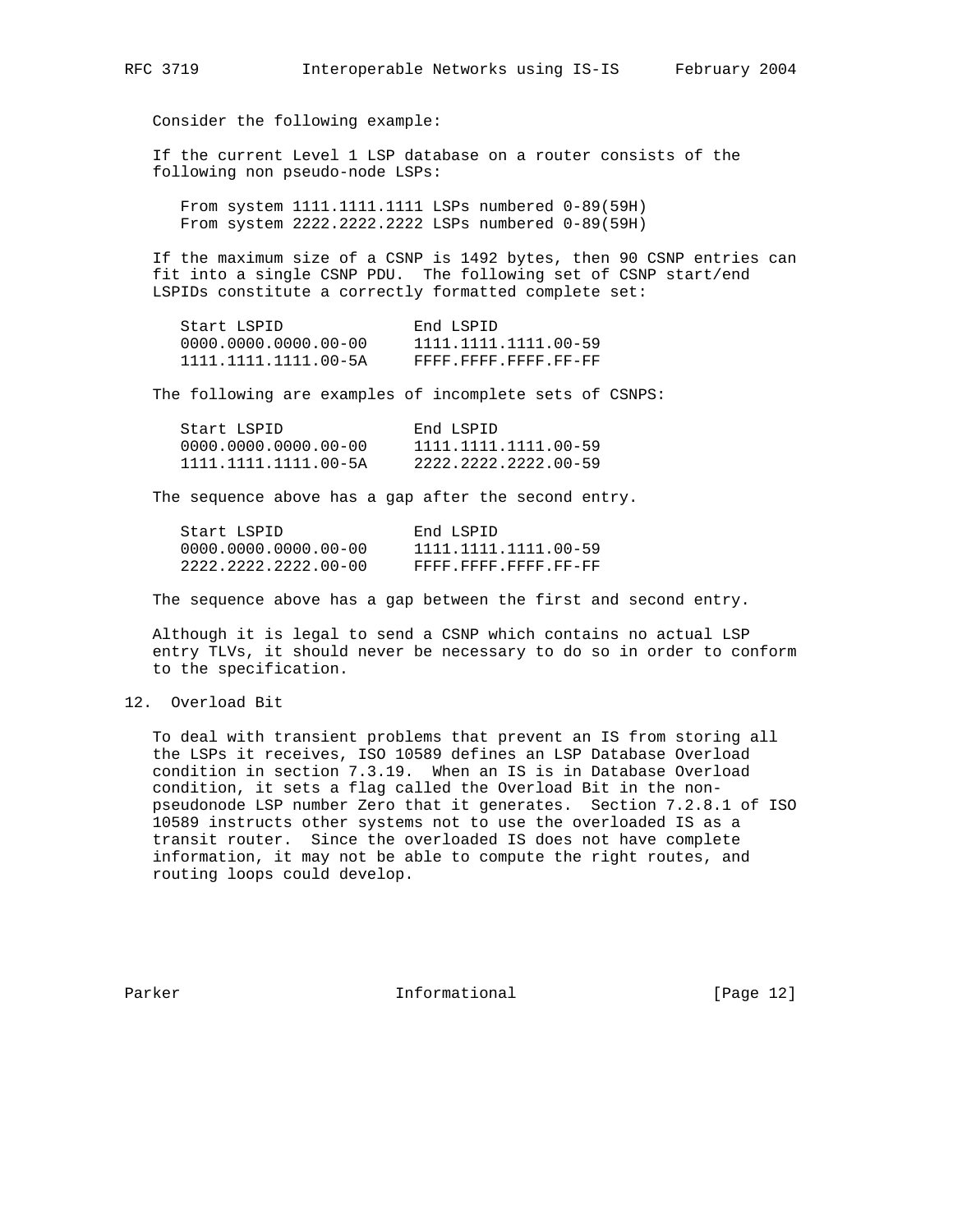Consider the following example:

If the current Level 1 LSP database on a router consists of the following non pseudo-node LSPs:

```
From system 1111.1111.1111 LSPs numbered 0-89(59H)
From system 2222.2222.2222 LSPs numbered 0-89(59H)
```

If the maximum size of a CSNP is 1492 bytes, then 90 CSNP entries can fit into a single CSNP PDU. The following set of CSNP start/end LSPIDs constitute a correctly formatted complete set:

| Start LSPID | End LSPID |
| --- | --- |
| 0000.0000.0000.00-00 | 1111.1111.1111.00-59 |
| 1111.1111.1111.00-5A | FFFF.FFFF.FFFF.FF-FF |

The following are examples of incomplete sets of CSNPS:

| Start LSPID | End LSPID |
| --- | --- |
| 0000.0000.0000.00-00 | 1111.1111.1111.00-59 |
| 1111.1111.1111.00-5A | 2222.2222.2222.00-59 |

The sequence above has a gap after the second entry.

| Start LSPID | End LSPID |
| --- | --- |
| 0000.0000.0000.00-00 | 1111.1111.1111.00-59 |
| 2222.2222.2222.00-00 | FFFF.FFFF.FFFF.FF-FF |

The sequence above has a gap between the first and second entry.

Although it is legal to send a CSNP which contains no actual LSP entry TLVs, it should never be necessary to do so in order to conform to the specification.

## 12. Overload Bit

To deal with transient problems that prevent an IS from storing all the LSPs it receives, ISO 10589 defines an LSP Database Overload condition in section 7.3.19. When an IS is in Database Overload condition, it sets a flag called the Overload Bit in the non-pseudonode LSP number Zero that it generates. Section 7.2.8.1 of ISO 10589 instructs other systems not to use the overloaded IS as a transit router. Since the overloaded IS does not have complete information, it may not be able to compute the right routes, and routing loops could develop.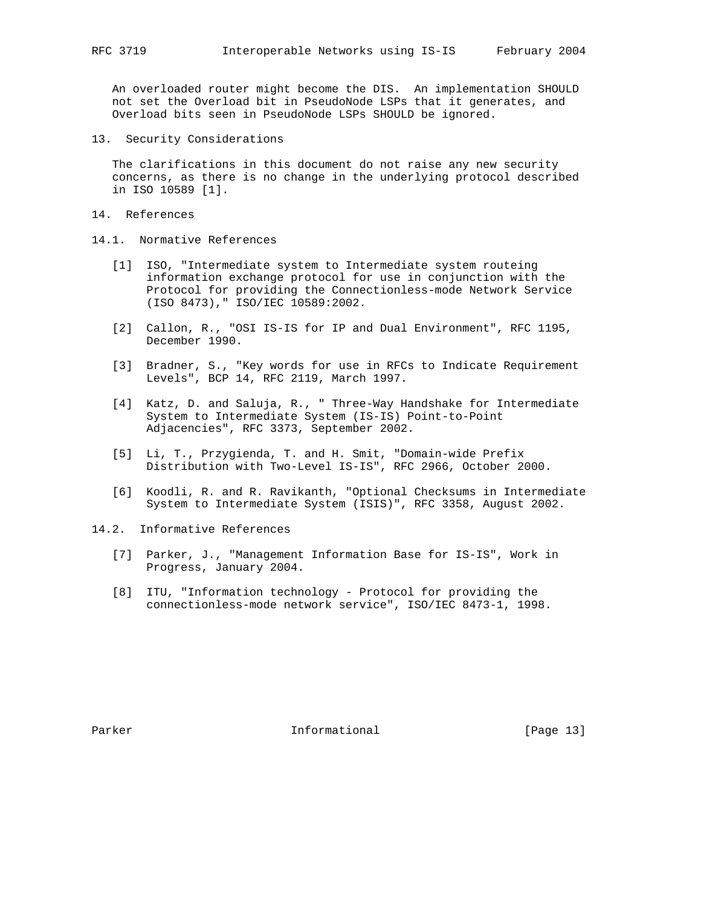An overloaded router might become the DIS. An implementation SHOULD not set the Overload bit in PseudoNode LSPs that it generates, and Overload bits seen in PseudoNode LSPs SHOULD be ignored.

## 13. Security Considerations

The clarifications in this document do not raise any new security concerns, as there is no change in the underlying protocol described in ISO 10589 [1].

## 14. References

### 14.1. Normative References

[1] ISO, "Intermediate system to Intermediate system routeing information exchange protocol for use in conjunction with the Protocol for providing the Connectionless-mode Network Service (ISO 8473)," ISO/IEC 10589:2002.

[2] Callon, R., "OSI IS-IS for IP and Dual Environment", RFC 1195, December 1990.

[3] Bradner, S., "Key words for use in RFCs to Indicate Requirement Levels", BCP 14, RFC 2119, March 1997.

[4] Katz, D. and Saluja, R., " Three-Way Handshake for Intermediate System to Intermediate System (IS-IS) Point-to-Point Adjacencies", RFC 3373, September 2002.

[5] Li, T., Przygienda, T. and H. Smit, "Domain-wide Prefix Distribution with Two-Level IS-IS", RFC 2966, October 2000.

[6] Koodli, R. and R. Ravikanth, "Optional Checksums in Intermediate System to Intermediate System (ISIS)", RFC 3358, August 2002.

### 14.2. Informative References

[7] Parker, J., "Management Information Base for IS-IS", Work in Progress, January 2004.

[8] ITU, "Information technology - Protocol for providing the connectionless-mode network service", ISO/IEC 8473-1, 1998.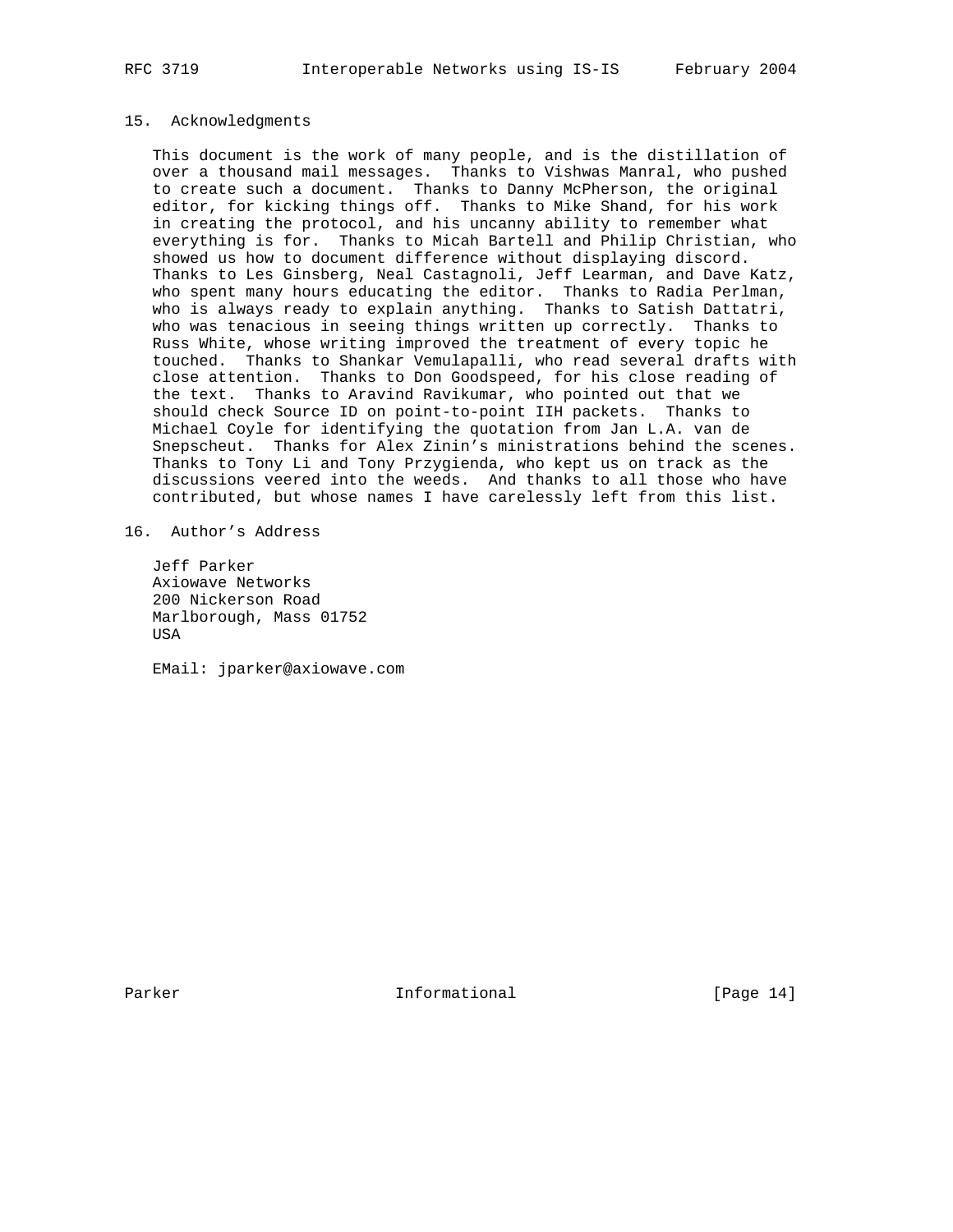## 15. Acknowledgments

This document is the work of many people, and is the distillation of over a thousand mail messages. Thanks to Vishwas Manral, who pushed to create such a document. Thanks to Danny McPherson, the original editor, for kicking things off. Thanks to Mike Shand, for his work in creating the protocol, and his uncanny ability to remember what everything is for. Thanks to Micah Bartell and Philip Christian, who showed us how to document difference without displaying discord. Thanks to Les Ginsberg, Neal Castagnoli, Jeff Learman, and Dave Katz, who spent many hours educating the editor. Thanks to Radia Perlman, who is always ready to explain anything. Thanks to Satish Dattatri, who was tenacious in seeing things written up correctly. Thanks to Russ White, whose writing improved the treatment of every topic he touched. Thanks to Shankar Vemulapalli, who read several drafts with close attention. Thanks to Don Goodspeed, for his close reading of the text. Thanks to Aravind Ravikumar, who pointed out that we should check Source ID on point-to-point IIH packets. Thanks to Michael Coyle for identifying the quotation from Jan L.A. van de Snepscheut. Thanks for Alex Zinin's ministrations behind the scenes. Thanks to Tony Li and Tony Przygienda, who kept us on track as the discussions veered into the weeds. And thanks to all those who have contributed, but whose names I have carelessly left from this list.

## 16. Author's Address

Jeff Parker
Axiowave Networks
200 Nickerson Road
Marlborough, Mass 01752
USA

EMail: jparker@axiowave.com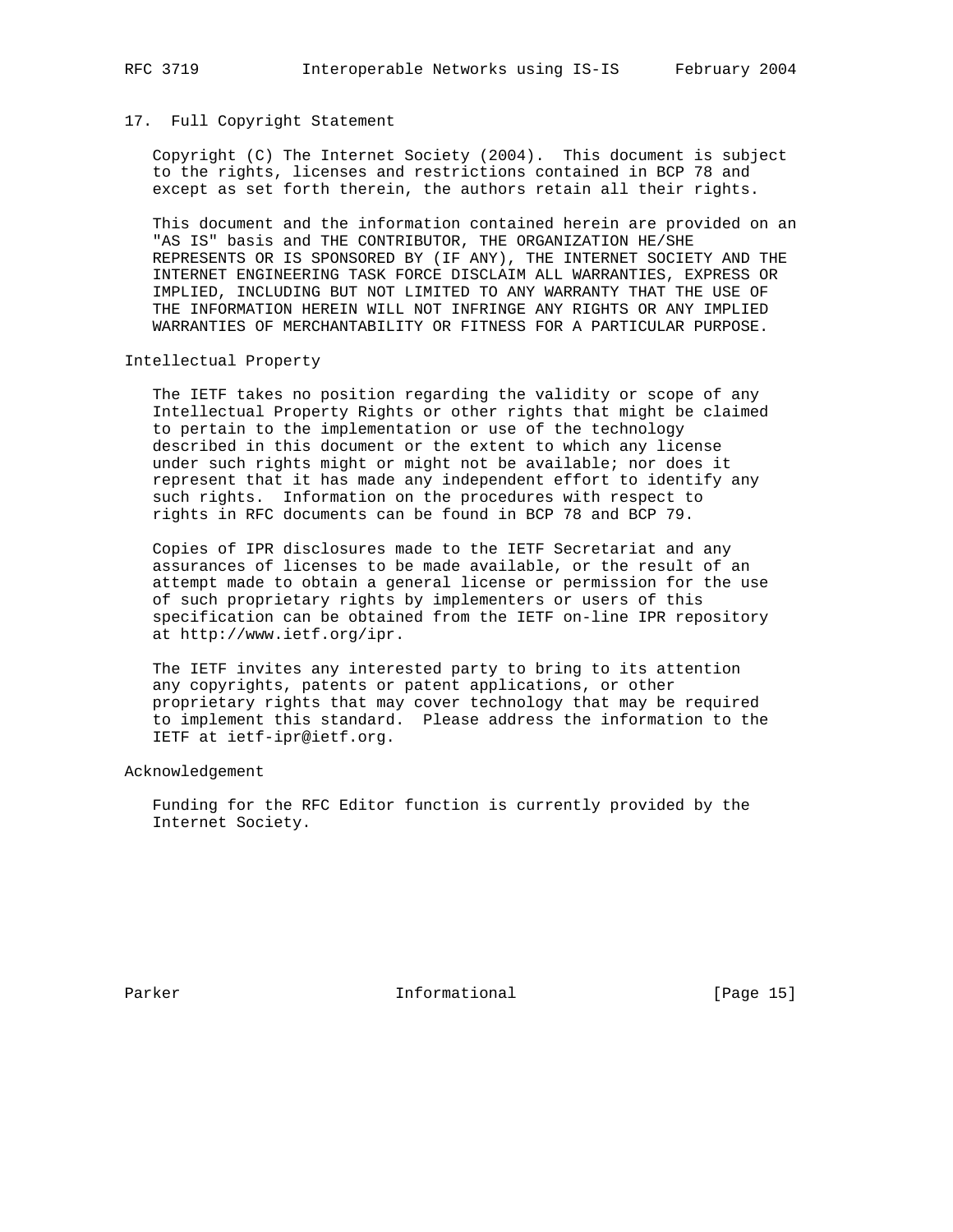## 17. Full Copyright Statement

Copyright (C) The Internet Society (2004). This document is subject to the rights, licenses and restrictions contained in BCP 78 and except as set forth therein, the authors retain all their rights.

This document and the information contained herein are provided on an "AS IS" basis and THE CONTRIBUTOR, THE ORGANIZATION HE/SHE REPRESENTS OR IS SPONSORED BY (IF ANY), THE INTERNET SOCIETY AND THE INTERNET ENGINEERING TASK FORCE DISCLAIM ALL WARRANTIES, EXPRESS OR IMPLIED, INCLUDING BUT NOT LIMITED TO ANY WARRANTY THAT THE USE OF THE INFORMATION HEREIN WILL NOT INFRINGE ANY RIGHTS OR ANY IMPLIED WARRANTIES OF MERCHANTABILITY OR FITNESS FOR A PARTICULAR PURPOSE.

### Intellectual Property

The IETF takes no position regarding the validity or scope of any Intellectual Property Rights or other rights that might be claimed to pertain to the implementation or use of the technology described in this document or the extent to which any license under such rights might or might not be available; nor does it represent that it has made any independent effort to identify any such rights. Information on the procedures with respect to rights in RFC documents can be found in BCP 78 and BCP 79.

Copies of IPR disclosures made to the IETF Secretariat and any assurances of licenses to be made available, or the result of an attempt made to obtain a general license or permission for the use of such proprietary rights by implementers or users of this specification can be obtained from the IETF on-line IPR repository at http://www.ietf.org/ipr.

The IETF invites any interested party to bring to its attention any copyrights, patents or patent applications, or other proprietary rights that may cover technology that may be required to implement this standard. Please address the information to the IETF at ietf-ipr@ietf.org.

### Acknowledgement

Funding for the RFC Editor function is currently provided by the Internet Society.